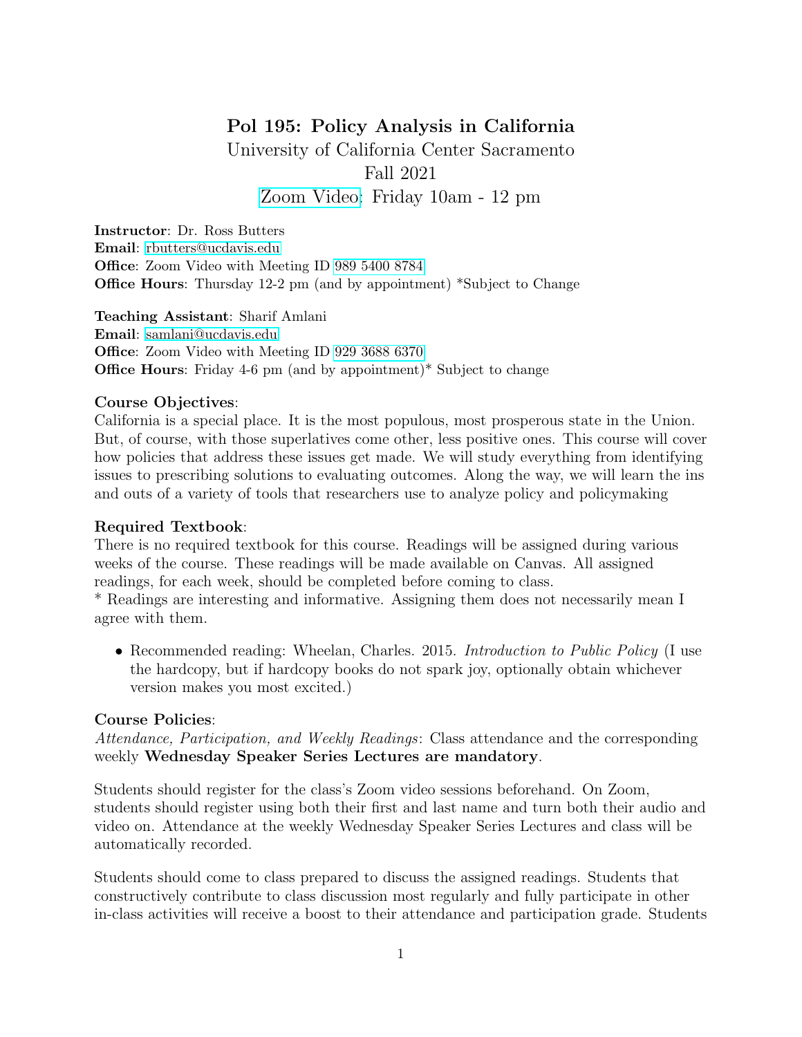# Pol 195: Policy Analysis in California

University of California Center Sacramento
Fall 2021
Zoom Video: Friday 10am - 12 pm

**Instructor**: Dr. Ross Butters
**Email**: rbutters@ucdavis.edu
**Office**: Zoom Video with Meeting ID 989 5400 8784
**Office Hours**: Thursday 12-2 pm (and by appointment) *Subject to Change

**Teaching Assistant**: Sharif Amlani
**Email**: samlani@ucdavis.edu
**Office**: Zoom Video with Meeting ID 929 3688 6370
**Office Hours**: Friday 4-6 pm (and by appointment)* Subject to change

**Course Objectives**:
California is a special place. It is the most populous, most prosperous state in the Union. But, of course, with those superlatives come other, less positive ones. This course will cover how policies that address these issues get made. We will study everything from identifying issues to prescribing solutions to evaluating outcomes. Along the way, we will learn the ins and outs of a variety of tools that researchers use to analyze policy and policymaking

**Required Textbook**:
There is no required textbook for this course. Readings will be assigned during various weeks of the course. These readings will be made available on Canvas. All assigned readings, for each week, should be completed before coming to class.
* Readings are interesting and informative. Assigning them does not necessarily mean I agree with them.

- Recommended reading: Wheelan, Charles. 2015. *Introduction to Public Policy* (I use the hardcopy, but if hardcopy books do not spark joy, optionally obtain whichever version makes you most excited.)

**Course Policies**:
*Attendance, Participation, and Weekly Readings*: Class attendance and the corresponding weekly **Wednesday Speaker Series Lectures are mandatory**.

Students should register for the class's Zoom video sessions beforehand. On Zoom, students should register using both their first and last name and turn both their audio and video on. Attendance at the weekly Wednesday Speaker Series Lectures and class will be automatically recorded.

Students should come to class prepared to discuss the assigned readings. Students that constructively contribute to class discussion most regularly and fully participate in other in-class activities will receive a boost to their attendance and participation grade. Students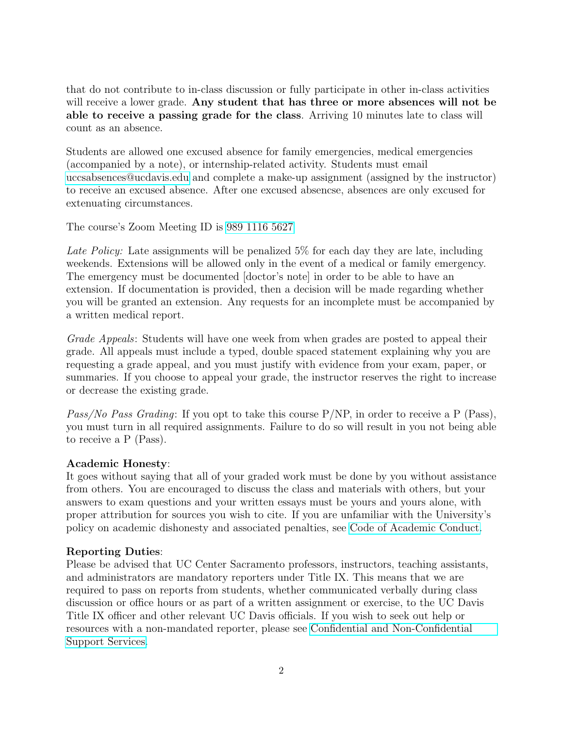that do not contribute to in-class discussion or fully participate in other in-class activities will receive a lower grade. **Any student that has three or more absences will not be able to receive a passing grade for the class**. Arriving 10 minutes late to class will count as an absence.

Students are allowed one excused absence for family emergencies, medical emergencies (accompanied by a note), or internship-related activity. Students must email uccsabsences@ucdavis.edu and complete a make-up assignment (assigned by the instructor) to receive an excused absence. After one excused absencse, absences are only excused for extenuating circumstances.

The course's Zoom Meeting ID is 989 1116 5627

*Late Policy:* Late assignments will be penalized 5% for each day they are late, including weekends. Extensions will be allowed only in the event of a medical or family emergency. The emergency must be documented [doctor's note] in order to be able to have an extension. If documentation is provided, then a decision will be made regarding whether you will be granted an extension. Any requests for an incomplete must be accompanied by a written medical report.

*Grade Appeals*: Students will have one week from when grades are posted to appeal their grade. All appeals must include a typed, double spaced statement explaining why you are requesting a grade appeal, and you must justify with evidence from your exam, paper, or summaries. If you choose to appeal your grade, the instructor reserves the right to increase or decrease the existing grade.

*Pass/No Pass Grading*: If you opt to take this course P/NP, in order to receive a P (Pass), you must turn in all required assignments. Failure to do so will result in you not being able to receive a P (Pass).

**Academic Honesty**:
It goes without saying that all of your graded work must be done by you without assistance from others. You are encouraged to discuss the class and materials with others, but your answers to exam questions and your written essays must be yours and yours alone, with proper attribution for sources you wish to cite. If you are unfamiliar with the University's policy on academic dishonesty and associated penalties, see Code of Academic Conduct.

**Reporting Duties**:
Please be advised that UC Center Sacramento professors, instructors, teaching assistants, and administrators are mandatory reporters under Title IX. This means that we are required to pass on reports from students, whether communicated verbally during class discussion or office hours or as part of a written assignment or exercise, to the UC Davis Title IX officer and other relevant UC Davis officials. If you wish to seek out help or resources with a non-mandated reporter, please see Confidential and Non-Confidential Support Services.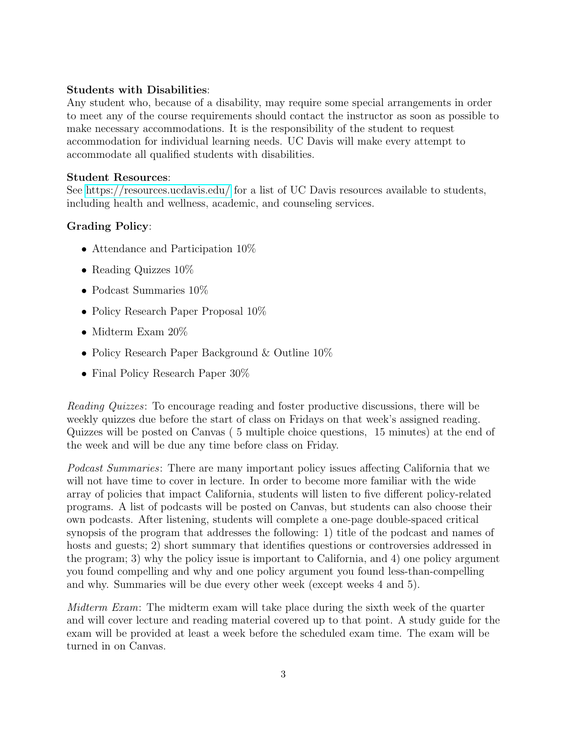**Students with Disabilities**:
Any student who, because of a disability, may require some special arrangements in order to meet any of the course requirements should contact the instructor as soon as possible to make necessary accommodations. It is the responsibility of the student to request accommodation for individual learning needs. UC Davis will make every attempt to accommodate all qualified students with disabilities.

**Student Resources**:
See https://resources.ucdavis.edu/ for a list of UC Davis resources available to students, including health and wellness, academic, and counseling services.

**Grading Policy**:

- Attendance and Participation 10%
- Reading Quizzes 10%
- Podcast Summaries 10%
- Policy Research Paper Proposal 10%
- Midterm Exam 20%
- Policy Research Paper Background & Outline 10%
- Final Policy Research Paper 30%

*Reading Quizzes*: To encourage reading and foster productive discussions, there will be weekly quizzes due before the start of class on Fridays on that week's assigned reading. Quizzes will be posted on Canvas ( 5 multiple choice questions, 15 minutes) at the end of the week and will be due any time before class on Friday.

*Podcast Summaries*: There are many important policy issues affecting California that we will not have time to cover in lecture. In order to become more familiar with the wide array of policies that impact California, students will listen to five different policy-related programs. A list of podcasts will be posted on Canvas, but students can also choose their own podcasts. After listening, students will complete a one-page double-spaced critical synopsis of the program that addresses the following: 1) title of the podcast and names of hosts and guests; 2) short summary that identifies questions or controversies addressed in the program; 3) why the policy issue is important to California, and 4) one policy argument you found compelling and why and one policy argument you found less-than-compelling and why. Summaries will be due every other week (except weeks 4 and 5).

*Midterm Exam*: The midterm exam will take place during the sixth week of the quarter and will cover lecture and reading material covered up to that point. A study guide for the exam will be provided at least a week before the scheduled exam time. The exam will be turned in on Canvas.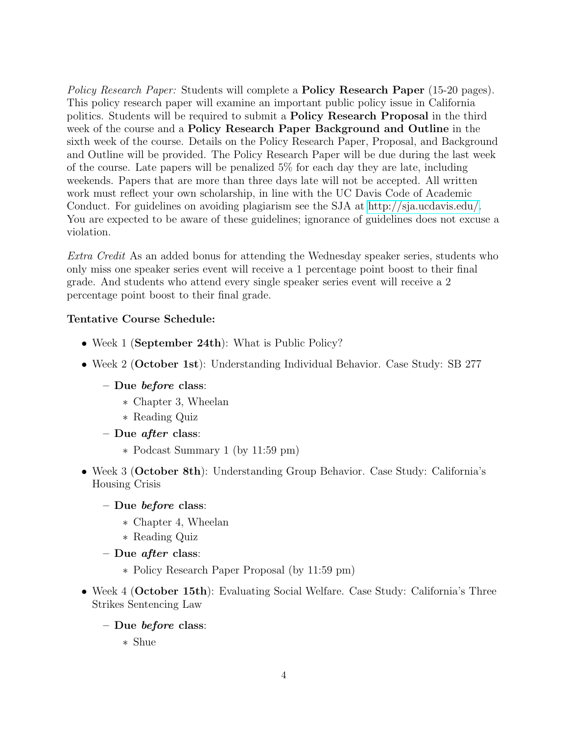*Policy Research Paper:* Students will complete a **Policy Research Paper** (15-20 pages). This policy research paper will examine an important public policy issue in California politics. Students will be required to submit a **Policy Research Proposal** in the third week of the course and a **Policy Research Paper Background and Outline** in the sixth week of the course. Details on the Policy Research Paper, Proposal, and Background and Outline will be provided. The Policy Research Paper will be due during the last week of the course. Late papers will be penalized 5% for each day they are late, including weekends. Papers that are more than three days late will not be accepted. All written work must reflect your own scholarship, in line with the UC Davis Code of Academic Conduct. For guidelines on avoiding plagiarism see the SJA at http://sja.ucdavis.edu/. You are expected to be aware of these guidelines; ignorance of guidelines does not excuse a violation.

*Extra Credit* As an added bonus for attending the Wednesday speaker series, students who only miss one speaker series event will receive a 1 percentage point boost to their final grade. And students who attend every single speaker series event will receive a 2 percentage point boost to their final grade.

**Tentative Course Schedule:**

- Week 1 (**September 24th**): What is Public Policy?
- Week 2 (**October 1st**): Understanding Individual Behavior. Case Study: SB 277
  - **Due *before* class**:
    - Chapter 3, Wheelan
    - Reading Quiz
  - **Due *after* class**:
    - Podcast Summary 1 (by 11:59 pm)
- Week 3 (**October 8th**): Understanding Group Behavior. Case Study: California's Housing Crisis
  - **Due *before* class**:
    - Chapter 4, Wheelan
    - Reading Quiz
  - **Due *after* class**:
    - Policy Research Paper Proposal (by 11:59 pm)
- Week 4 (**October 15th**): Evaluating Social Welfare. Case Study: California's Three Strikes Sentencing Law
  - **Due *before* class**:
    - Shue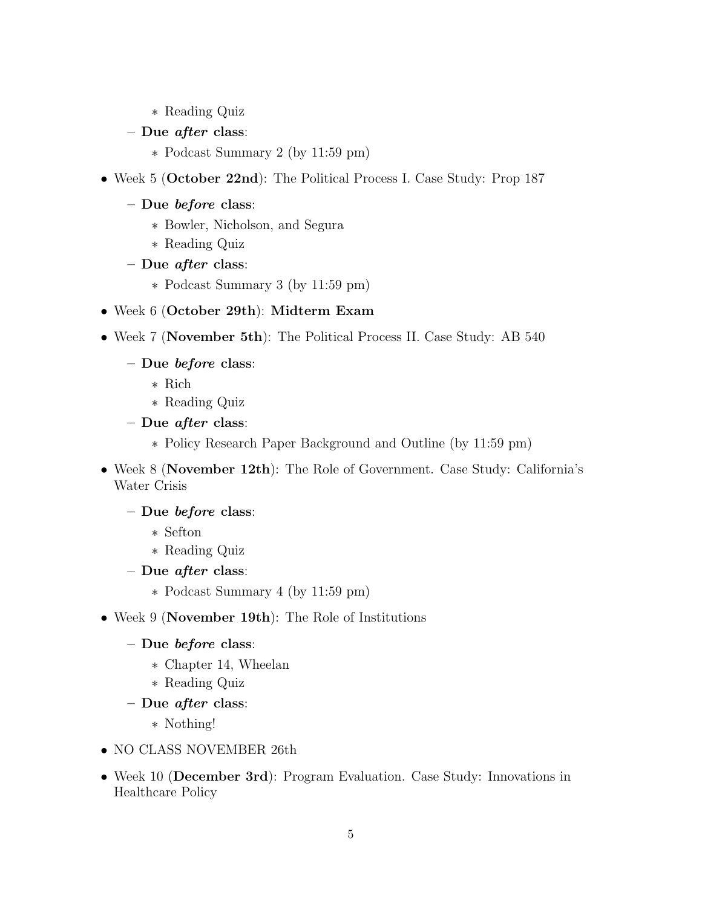- Reading Quiz
  - **Due *after* class**:
    - Podcast Summary 2 (by 11:59 pm)

- Week 5 (**October 22nd**): The Political Process I. Case Study: Prop 187
  - **Due *before* class**:
    - Bowler, Nicholson, and Segura
    - Reading Quiz
  - **Due *after* class**:
    - Podcast Summary 3 (by 11:59 pm)

- Week 6 (**October 29th**): **Midterm Exam**

- Week 7 (**November 5th**): The Political Process II. Case Study: AB 540
  - **Due *before* class**:
    - Rich
    - Reading Quiz
  - **Due *after* class**:
    - Policy Research Paper Background and Outline (by 11:59 pm)

- Week 8 (**November 12th**): The Role of Government. Case Study: California's Water Crisis
  - **Due *before* class**:
    - Sefton
    - Reading Quiz
  - **Due *after* class**:
    - Podcast Summary 4 (by 11:59 pm)

- Week 9 (**November 19th**): The Role of Institutions
  - **Due *before* class**:
    - Chapter 14, Wheelan
    - Reading Quiz
  - **Due *after* class**:
    - Nothing!

- NO CLASS NOVEMBER 26th

- Week 10 (**December 3rd**): Program Evaluation. Case Study: Innovations in Healthcare Policy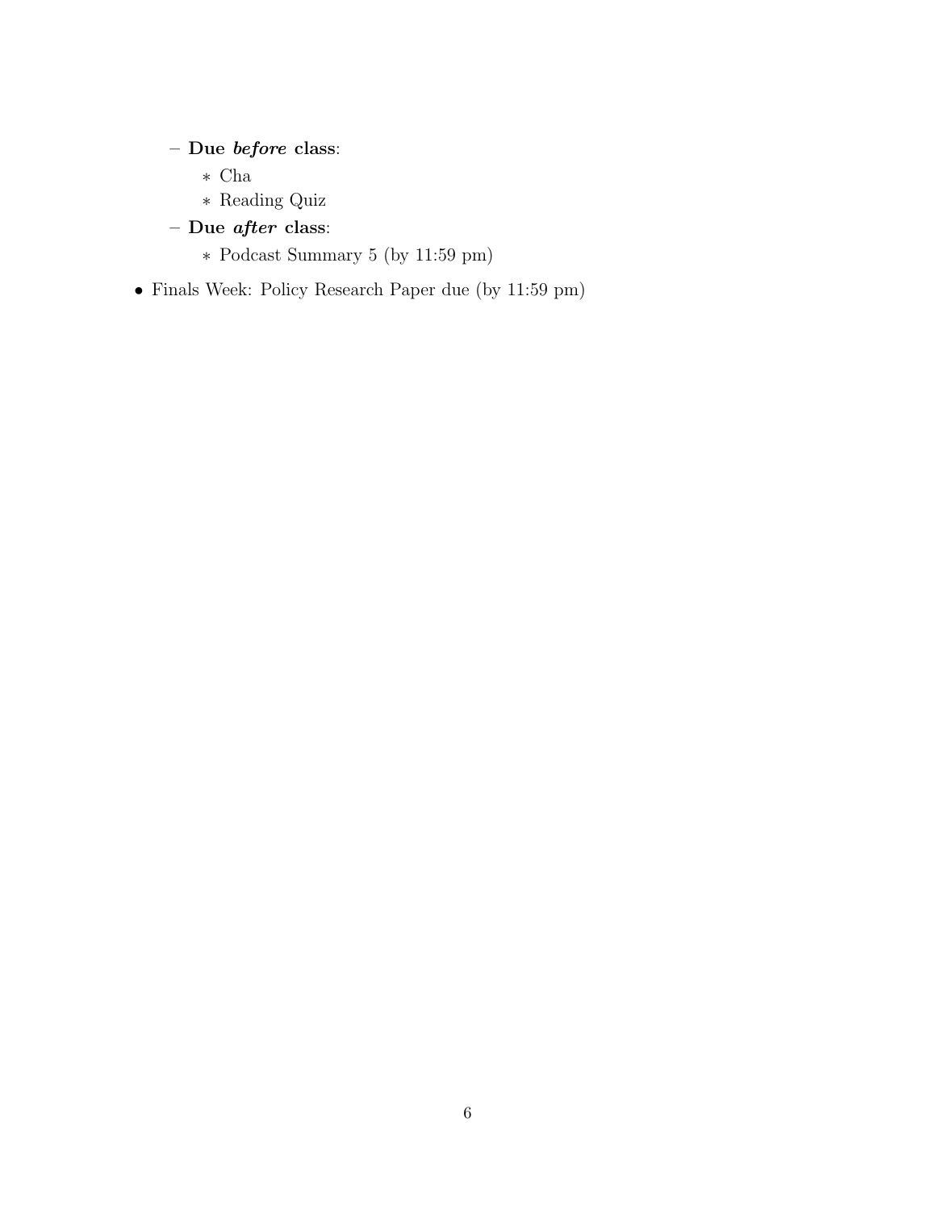- **Due *before* class**:
    * Cha
    * Reading Quiz
  - **Due *after* class**:
    * Podcast Summary 5 (by 11:59 pm)
- Finals Week: Policy Research Paper due (by 11:59 pm)